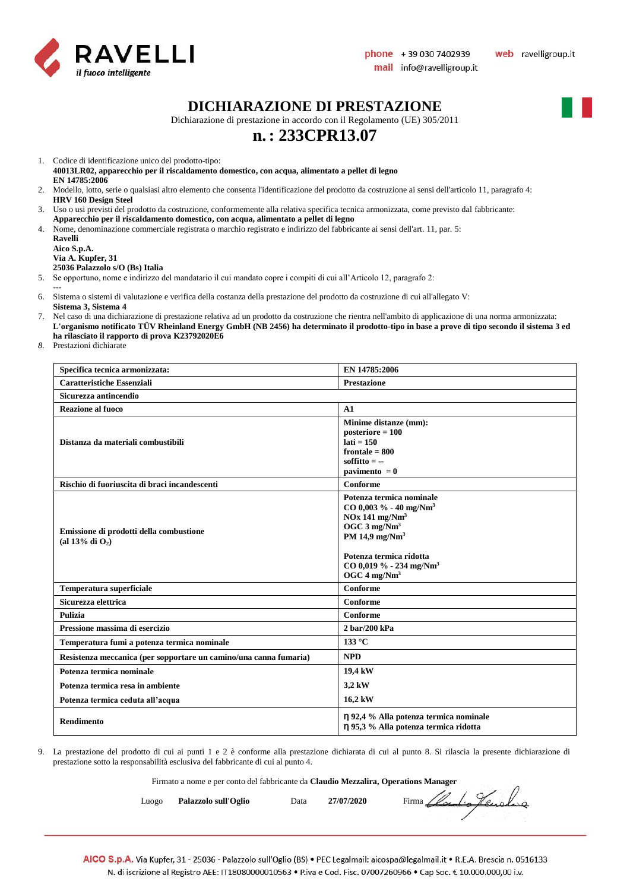RAVELLI
*il fuoco intelligente*

**phone** + 39 030 7402939 **web** ravelligroup.it
**mail** info@ravelligroup.it

# DICHIARAZIONE DI PRESTAZIONE

Dichiarazione di prestazione in accordo con il Regolamento (UE) 305/2011

## n. : 233CPR13.07

1. Codice di identificazione unico del prodotto-tipo:
   **40013LR02, apparecchio per il riscaldamento domestico, con acqua, alimentato a pellet di legno**
   **EN 14785:2006**
2. Modello, lotto, serie o qualsiasi altro elemento che consenta l'identificazione del prodotto da costruzione ai sensi dell'articolo 11, paragrafo 4:
   **HRV 160 Design Steel**
3. Uso o usi previsti del prodotto da costruzione, conformemente alla relativa specifica tecnica armonizzata, come previsto dal fabbricante:
   **Apparecchio per il riscaldamento domestico, con acqua, alimentato a pellet di legno**
4. Nome, denominazione commerciale registrata o marchio registrato e indirizzo del fabbricante ai sensi dell'art. 11, par. 5:
   **Ravelli**
   **Aico S.p.A.**
   **Via A. Kupfer, 31**
   **25036 Palazzolo s/O (Bs) Italia**
5. Se opportuno, nome e indirizzo del mandatario il cui mandato copre i compiti di cui all'Articolo 12, paragrafo 2:
   ---
6. Sistema o sistemi di valutazione e verifica della costanza della prestazione del prodotto da costruzione di cui all'allegato V:
   **Sistema 3, Sistema 4**
7. Nel caso di una dichiarazione di prestazione relativa ad un prodotto da costruzione che rientra nell'ambito di applicazione di una norma armonizzata:
   **L'organismo notificato TÜV Rheinland Energy GmbH (NB 2456) ha determinato il prodotto-tipo in base a prove di tipo secondo il sistema 3 ed ha rilasciato il rapporto di prova K23792020E6**
8. Prestazioni dichiarate

| **Specifica tecnica armonizzata:** | **EN 14785:2006** |
|---|---|
| **Caratteristiche Essenziali** | **Prestazione** |
| **Sicurezza antincendio** | |
| **Reazione al fuoco** | **A1** |
| **Distanza da materiali combustibili** | **Minime distanze (mm):**<br>**posteriore = 100**<br>**lati = 150**<br>**frontale = 800**<br>**soffitto = --**<br>**pavimento = 0** |
| **Rischio di fuoriuscita di braci incandescenti** | **Conforme** |
| **Emissione di prodotti della combustione (al 13% di $O_2$)** | **Potenza termica nominale**<br>**CO 0,003 % - 40 mg/Nm$^3$**<br>**NOx 141 mg/Nm$^3$**<br>**OGC 3 mg/Nm$^3$**<br>**PM 14,9 mg/Nm$^3$**<br><br>**Potenza termica ridotta**<br>**CO 0,019 % - 234 mg/Nm$^3$**<br>**OGC 4 mg/Nm$^3$** |
| **Temperatura superficiale** | **Conforme** |
| **Sicurezza elettrica** | **Conforme** |
| **Pulizia** | **Conforme** |
| **Pressione massima di esercizio** | **2 bar/200 kPa** |
| **Temperatura fumi a potenza termica nominale** | **133 °C** |
| **Resistenza meccanica (per sopportare un camino/una canna fumaria)** | **NPD** |
| **Potenza termica nominale** | **19,4 kW** |
| **Potenza termica resa in ambiente** | **3,2 kW** |
| **Potenza termica ceduta all'acqua** | **16,2 kW** |
| **Rendimento** | **η 92,4 % Alla potenza termica nominale**<br>**η 95,3 % Alla potenza termica ridotta** |

9. La prestazione del prodotto di cui ai punti 1 e 2 è conforme alla prestazione dichiarata di cui al punto 8. Si rilascia la presente dichiarazione di prestazione sotto la responsabilità esclusiva del fabbricante di cui al punto 4.

Firmato a nome e per conto del fabbricante da **Claudio Mezzalira, Operations Manager**

Luogo **Palazzolo sull'Oglio** Data **27/07/2020** Firma

**AICO S.p.A.** Via Kupfer, 31 - 25036 - Palazzolo sull'Oglio (BS) • PEC Legalmail: aicospa@legalmail.it • R.E.A. Brescia n. 0516133
N. di iscrizione al Registro AEE: IT18080000010563 • P.iva e Cod. Fisc. 07007260966 • Cap Soc. € 10.000.000,00 i.v.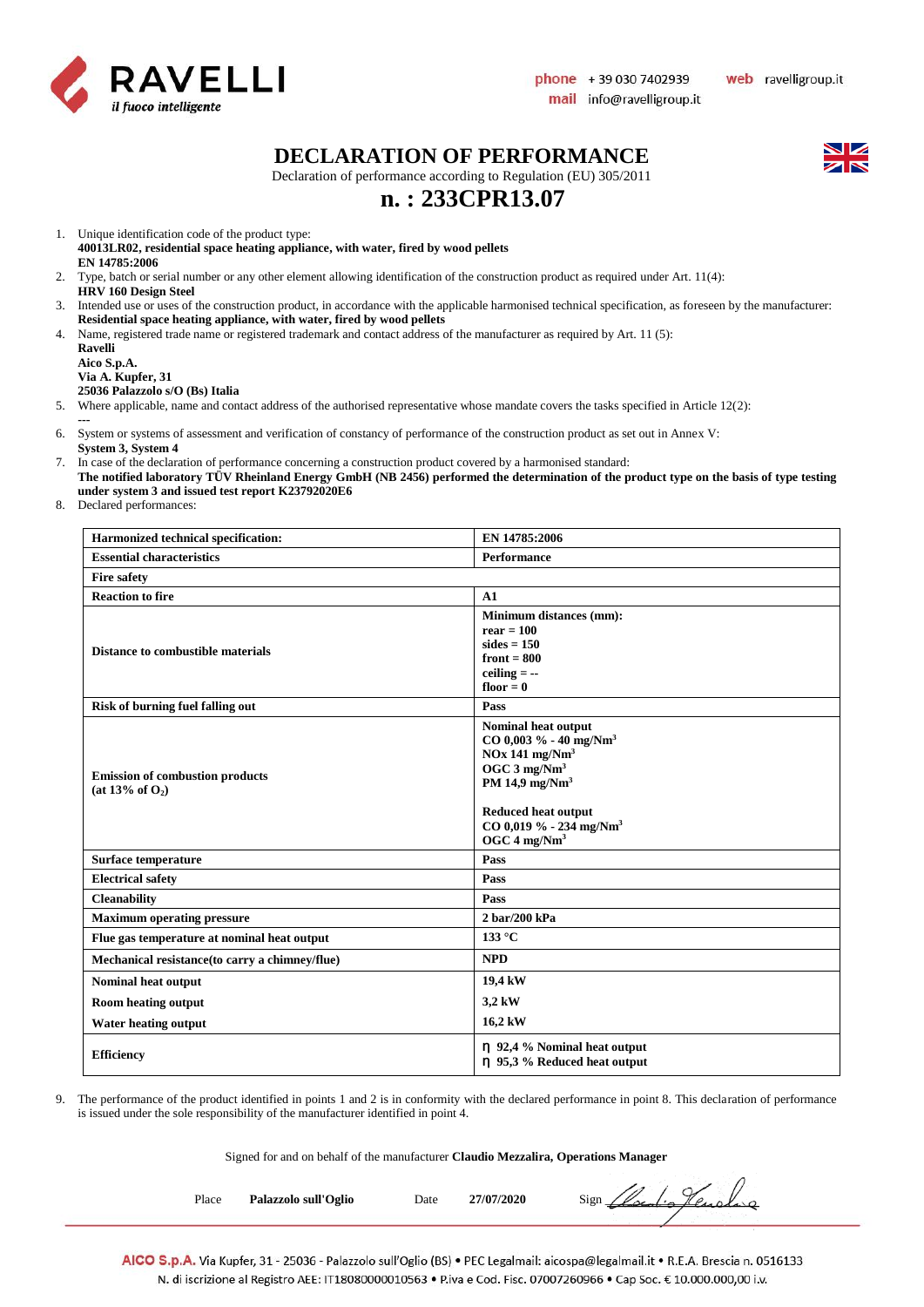RAVELLI
*il fuoco intelligente*

**phone** + 39 030 7402939 **web** ravelligroup.it
**mail** info@ravelligroup.it

# DECLARATION OF PERFORMANCE

Declaration of performance according to Regulation (EU) 305/2011

## n. : 233CPR13.07

1. Unique identification code of the product type:
   **40013LR02, residential space heating appliance, with water, fired by wood pellets**
   **EN 14785:2006**
2. Type, batch or serial number or any other element allowing identification of the construction product as required under Art. 11(4):
   **HRV 160 Design Steel**
3. Intended use or uses of the construction product, in accordance with the applicable harmonised technical specification, as foreseen by the manufacturer:
   **Residential space heating appliance, with water, fired by wood pellets**
4. Name, registered trade name or registered trademark and contact address of the manufacturer as required by Art. 11 (5):
   **Ravelli**
   **Aico S.p.A.**
   **Via A. Kupfer, 31**
   **25036 Palazzolo s/O (Bs) Italia**
5. Where applicable, name and contact address of the authorised representative whose mandate covers the tasks specified in Article 12(2):
   ---
6. System or systems of assessment and verification of constancy of performance of the construction product as set out in Annex V:
   **System 3, System 4**
7. In case of the declaration of performance concerning a construction product covered by a harmonised standard:
   **The notified laboratory TÜV Rheinland Energy GmbH (NB 2456) performed the determination of the product type on the basis of type testing under system 3 and issued test report K23792020E6**
8. Declared performances:

| **Harmonized technical specification:** | **EN 14785:2006** |
|---|---|
| **Essential characteristics** | **Performance** |
| **Fire safety** | |
| **Reaction to fire** | **A1** |
| **Distance to combustible materials** | **Minimum distances (mm):**<br>**rear = 100**<br>**sides = 150**<br>**front = 800**<br>**ceiling = --**<br>**floor = 0** |
| **Risk of burning fuel falling out** | **Pass** |
| **Emission of combustion products (at 13% of $O_2$)** | **Nominal heat output**<br>**CO 0,003 % - 40 mg/Nm$^3$**<br>**NOx 141 mg/Nm$^3$**<br>**OGC 3 mg/Nm$^3$**<br>**PM 14,9 mg/Nm$^3$**<br><br>**Reduced heat output**<br>**CO 0,019 % - 234 mg/Nm$^3$**<br>**OGC 4 mg/Nm$^3$** |
| **Surface temperature** | **Pass** |
| **Electrical safety** | **Pass** |
| **Cleanability** | **Pass** |
| **Maximum operating pressure** | **2 bar/200 kPa** |
| **Flue gas temperature at nominal heat output** | **133 °C** |
| **Mechanical resistance(to carry a chimney/flue)** | **NPD** |
| **Nominal heat output**<br>**Room heating output**<br>**Water heating output** | **19,4 kW**<br>**3,2 kW**<br>**16,2 kW** |
| **Efficiency** | **η 92,4 % Nominal heat output**<br>**η 95,3 % Reduced heat output** |

9. The performance of the product identified in points 1 and 2 is in conformity with the declared performance in point 8. This declaration of performance is issued under the sole responsibility of the manufacturer identified in point 4.

Signed for and on behalf of the manufacturer **Claudio Mezzalira, Operations Manager**

Place **Palazzolo sull'Oglio** Date **27/07/2020** Sign

AICO S.p.A. Via Kupfer, 31 - 25036 - Palazzolo sull'Oglio (BS) • PEC Legalmail: aicospa@legalmail.it • R.E.A. Brescia n. 0516133
N. di iscrizione al Registro AEE: IT18080000010563 • P.iva e Cod. Fisc. 07007260966 • Cap Soc. € 10.000.000,00 i.v.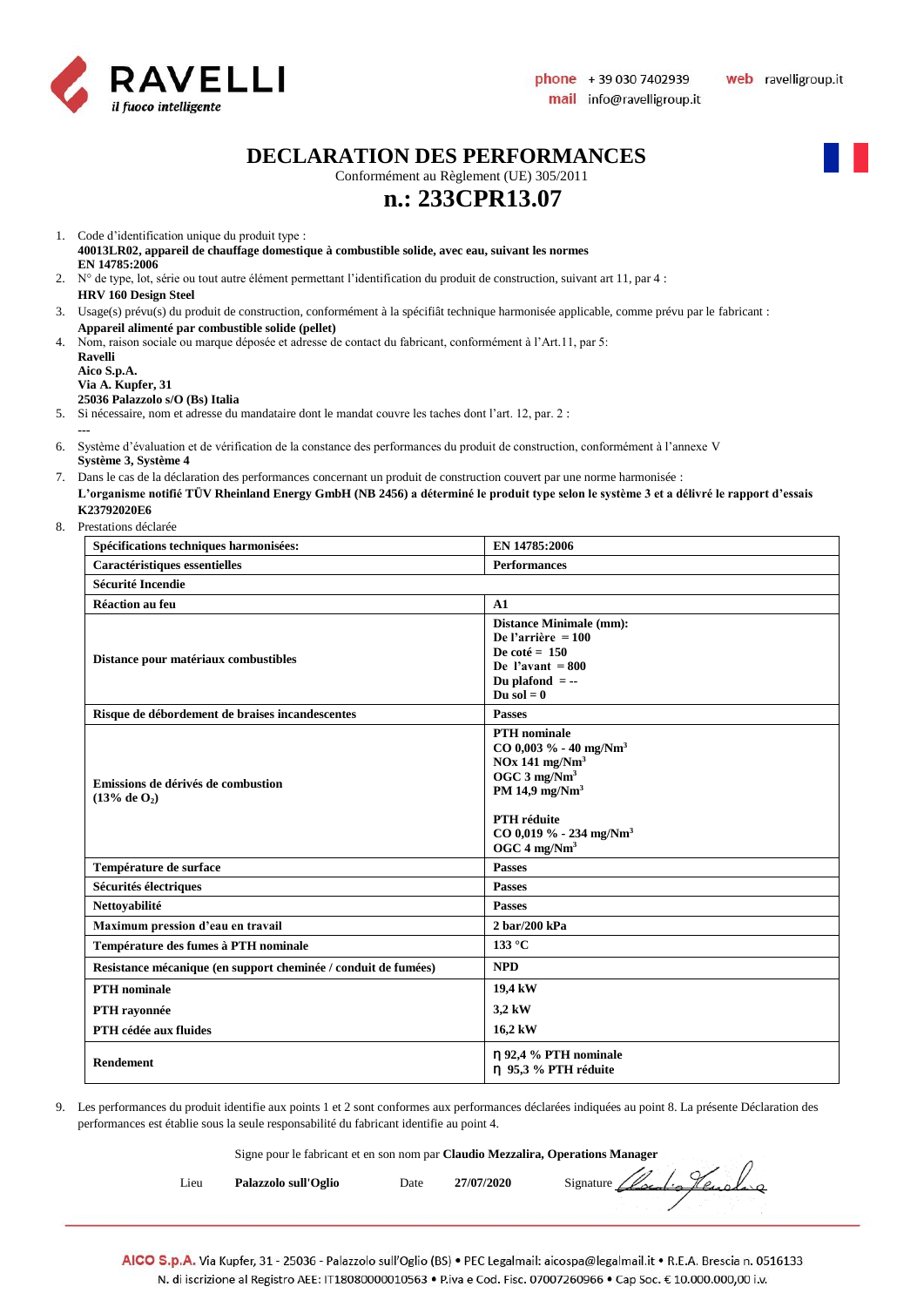RAVELLI
*il fuoco intelligente*

**phone** + 39 030 7402939 **web** ravelligroup.it
**mail** info@ravelligroup.it

# DECLARATION DES PERFORMANCES

Conformément au Règlement (UE) 305/2011

## n.: 233CPR13.07

1. Code d'identification unique du produit type :
   **40013LR02, appareil de chauffage domestique à combustible solide, avec eau, suivant les normes EN 14785:2006**
2. N° de type, lot, série ou tout autre élément permettant l'identification du produit de construction, suivant art 11, par 4 :
   **HRV 160 Design Steel**
3. Usage(s) prévu(s) du produit de construction, conformément à la spécifiât technique harmonisée applicable, comme prévu par le fabricant :
   **Appareil alimenté par combustible solide (pellet)**
4. Nom, raison sociale ou marque déposée et adresse de contact du fabricant, conformément à l'Art.11, par 5:
   **Ravelli**
   **Aico S.p.A.**
   **Via A. Kupfer, 31**
   **25036 Palazzolo s/O (Bs) Italia**
5. Si nécessaire, nom et adresse du mandataire dont le mandat couvre les taches dont l'art. 12, par. 2 :
   ---
6. Système d'évaluation et de vérification de la constance des performances du produit de construction, conformément à l'annexe V
   **Système 3, Système 4**
7. Dans le cas de la déclaration des performances concernant un produit de construction couvert par une norme harmonisée :
   **L'organisme notifié TÜV Rheinland Energy GmbH (NB 2456) a déterminé le produit type selon le système 3 et a délivré le rapport d'essais K23792020E6**
8. Prestations déclarée

| **Spécifications techniques harmonisées:** | **EN 14785:2006** |
|---|---|
| **Caractéristiques essentielles** | **Performances** |
| **Sécurité Incendie** | |
| **Réaction au feu** | **A1** |
| **Distance pour matériaux combustibles** | **Distance Minimale (mm):**<br>**De l'arrière = 100**<br>**De coté = 150**<br>**De l'avant = 800**<br>**Du plafond = --**<br>**Du sol = 0** |
| **Risque de débordement de braises incandescentes** | **Passes** |
| **Emissions de dérivés de combustion ($13\%$ de $O_2$)** | **PTH nominale**<br>**CO 0,003 % - 40 mg/Nm$^3$**<br>**NOx 141 mg/Nm$^3$**<br>**OGC 3 mg/Nm$^3$**<br>**PM 14,9 mg/Nm$^3$**<br><br>**PTH réduite**<br>**CO 0,019 % - 234 mg/Nm$^3$**<br>**OGC 4 mg/Nm$^3$** |
| **Température de surface** | **Passes** |
| **Sécurités électriques** | **Passes** |
| **Nettoyabilité** | **Passes** |
| **Maximum pression d'eau en travail** | **2 bar/200 kPa** |
| **Température des fumes à PTH nominale** | **133 °C** |
| **Resistance mécanique (en support cheminée / conduit de fumées)** | **NPD** |
| **PTH nominale**<br>**PTH rayonnée**<br>**PTH cédée aux fluides** | **19,4 kW**<br>**3,2 kW**<br>**16,2 kW** |
| **Rendement** | **$\eta$ 92,4 % PTH nominale**<br>**$\eta$ 95,3 % PTH réduite** |

9. Les performances du produit identifie aux points 1 et 2 sont conformes aux performances déclarées indiquées au point 8. La présente Déclaration des performances est établie sous la seule responsabilité du fabricant identifie au point 4.

Signe pour le fabricant et en son nom par **Claudio Mezzalira, Operations Manager**

Lieu **Palazzolo sull'Oglio** Date **27/07/2020** Signature

**AICO S.p.A.** Via Kupfer, 31 - 25036 - Palazzolo sull'Oglio (BS) • PEC Legalmail: aicospa@legalmail.it • R.E.A. Brescia n. 0516133
N. di iscrizione al Registro AEE: IT18080000010563 • P.iva e Cod. Fisc. 07007260966 • Cap Soc. € 10.000.000,00 i.v.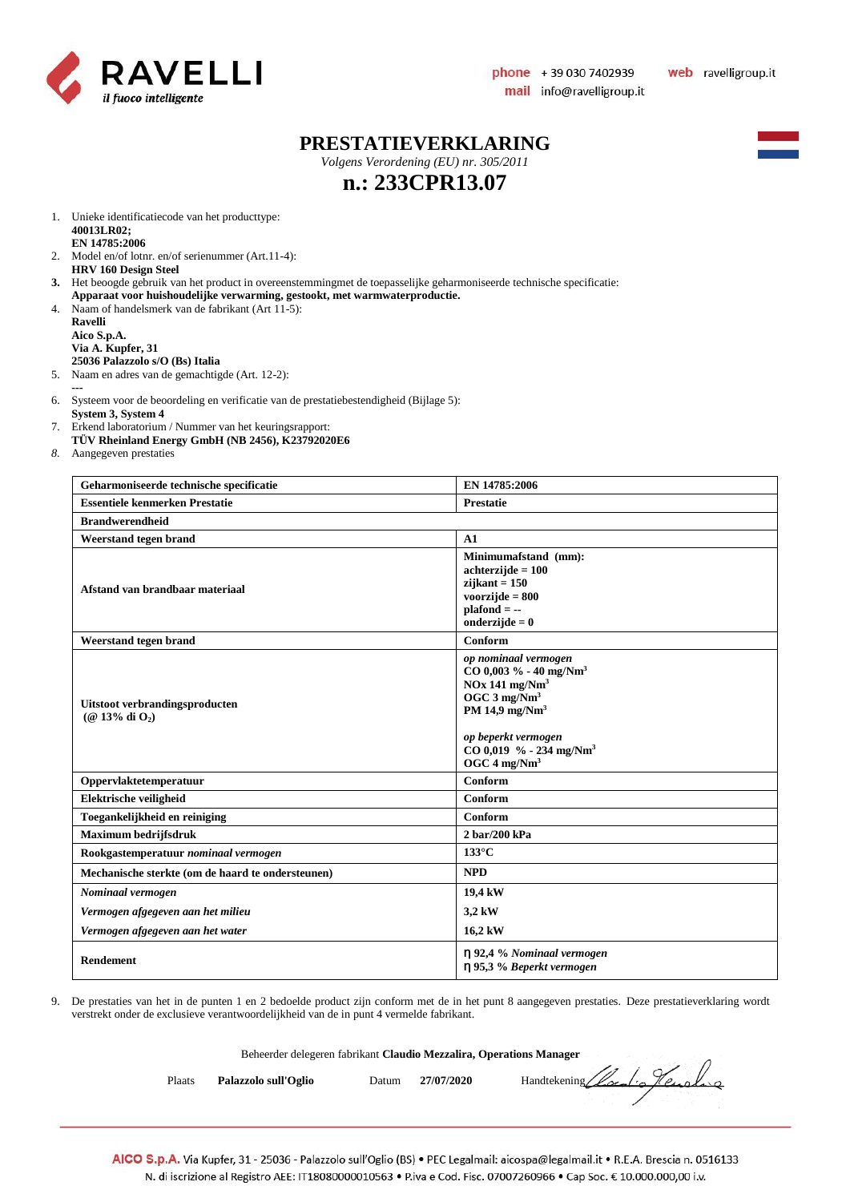# PRESTATIEVERKLARING

*Volgens Verordening (EU) nr. 305/2011*

## n.: 233CPR13.07

1. Unieke identificatiecode van het producttype:
   **40013LR02;**
   **EN 14785:2006**
2. Model en/of lotnr. en/of serienummer (Art.11-4):
   **HRV 160 Design Steel**
3. Het beoogde gebruik van het product in overeenstemmingmet de toepasselijke geharmoniseerde technische specificatie:
   **Apparaat voor huishoudelijke verwarming, gestookt, met warmwaterproductie.**
4. Naam of handelsmerk van de fabrikant (Art 11-5):
   **Ravelli**
   **Aico S.p.A.**
   **Via A. Kupfer, 31**
   **25036 Palazzolo s/O (Bs) Italia**
5. Naam en adres van de gemachtigde (Art. 12-2):
   ---
6. Systeem voor de beoordeling en verificatie van de prestatiebestendigheid (Bijlage 5):
   **System 3, System 4**
7. Erkend laboratorium / Nummer van het keuringsrapport:
   **TÜV Rheinland Energy GmbH (NB 2456), K23792020E6**
8. Aangegeven prestaties

| **Geharmoniseerde technische specificatie** | **EN 14785:2006** |
|---|---|
| **Essentiele kenmerken Prestatie** | **Prestatie** |
| **Brandwerendheid** | |
| **Weerstand tegen brand** | **A1** |
| **Afstand van brandbaar materiaal** | **Minimumafstand (mm):**<br>**achterzijde = 100**<br>**zijkant = 150**<br>**voorzijde = 800**<br>**plafond = --**<br>**onderzijde = 0** |
| **Weerstand tegen brand** | **Conform** |
| **Uitstoot verbrandingsproducten (@ 13% di $O_2$)** | ***op nominaal vermogen***<br>**CO 0,003 % - 40 mg/Nm$^3$**<br>**NOx 141 mg/Nm$^3$**<br>**OGC 3 mg/Nm$^3$**<br>**PM 14,9 mg/Nm$^3$**<br><br>***op beperkt vermogen***<br>**CO 0,019 % - 234 mg/Nm$^3$**<br>**OGC 4 mg/Nm$^3$** |
| **Oppervlaktetemperatuur** | **Conform** |
| **Elektrische veiligheid** | **Conform** |
| **Toegankelijkheid en reiniging** | **Conform** |
| **Maximum bedrijfsdruk** | **2 bar/200 kPa** |
| **Rookgastemperatuur** ***nominaal vermogen*** | **133°C** |
| **Mechanische sterkte (om de haard te ondersteunen)** | **NPD** |
| ***Nominaal vermogen*** | **19,4 kW** |
| ***Vermogen afgegeven aan het milieu*** | **3,2 kW** |
| ***Vermogen afgegeven aan het water*** | **16,2 kW** |
| **Rendement** | **η 92,4 %** ***Nominaal vermogen***<br>**η 95,3 %** ***Beperkt vermogen*** |

9. De prestaties van het in de punten 1 en 2 bedoelde product zijn conform met de in het punt 8 aangegeven prestaties. Deze prestatieverklaring wordt verstrekt onder de exclusieve verantwoordelijkheid van de in punt 4 vermelde fabrikant.

Beheerder delegeren fabrikant **Claudio Mezzalira, Operations Manager**

Plaats **Palazzolo sull'Oglio** Datum **27/07/2020** Handtekening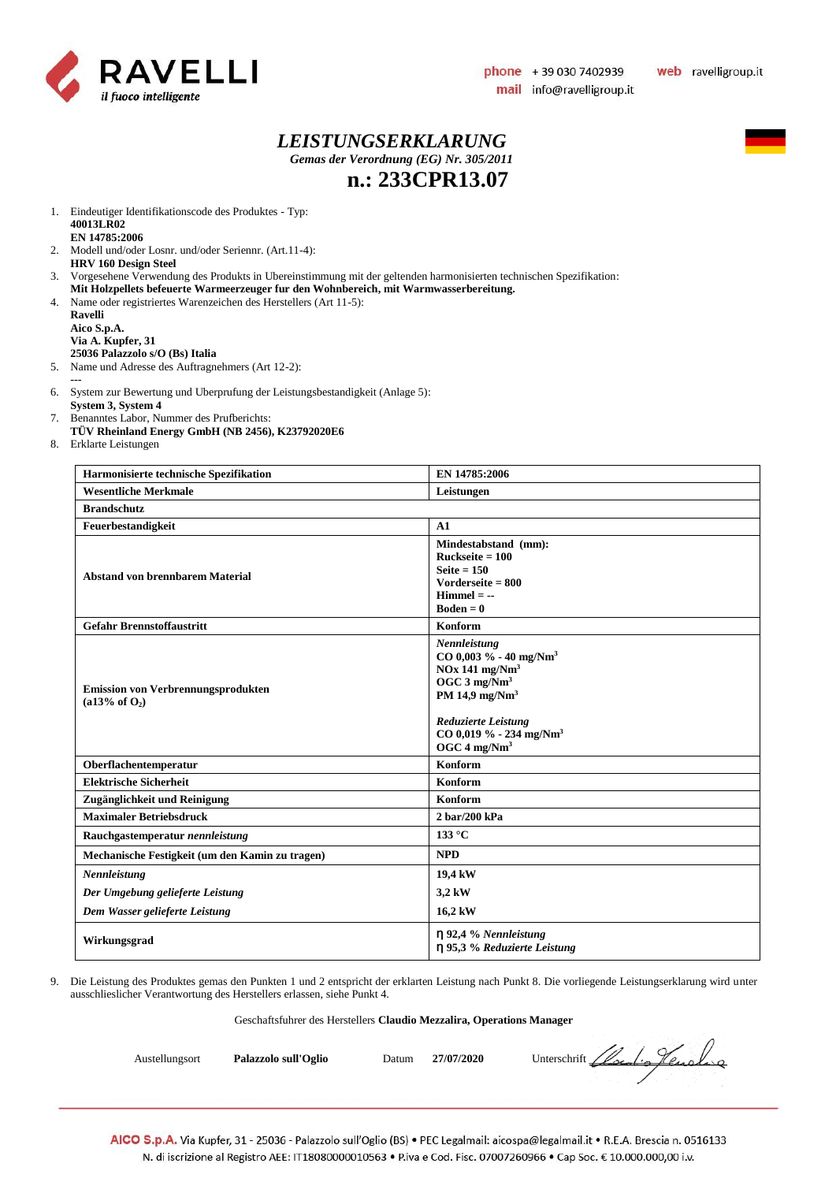# *LEISTUNGSERKLARUNG*

*Gemas der Verordnung (EG) Nr. 305/2011*

## n.: 233CPR13.07

1. Eindeutiger Identifikationscode des Produktes - Typ:
   **40013LR02**
   **EN 14785:2006**
2. Modell und/oder Losnr. und/oder Seriennr. (Art.11-4):
   **HRV 160 Design Steel**
3. Vorgesehene Verwendung des Produkts in Ubereinstimmung mit der geltenden harmonisierten technischen Spezifikation:
   **Mit Holzpellets befeuerte Warmeerzeuger fur den Wohnbereich, mit Warmwasserbereitung.**
4. Name oder registriertes Warenzeichen des Herstellers (Art 11-5):
   **Ravelli**
   **Aico S.p.A.**
   **Via A. Kupfer, 31**
   **25036 Palazzolo s/O (Bs) Italia**
5. Name und Adresse des Auftragnehmers (Art 12-2):
   ---
6. System zur Bewertung und Uberprufung der Leistungsbestandigkeit (Anlage 5):
   **System 3, System 4**
7. Benanntes Labor, Nummer des Prufberichts:
   **TÜV Rheinland Energy GmbH (NB 2456), K23792020E6**
8. Erklarte Leistungen

| **Harmonisierte technische Spezifikation** | **EN 14785:2006** |
|---|---|
| **Wesentliche Merkmale** | **Leistungen** |
| **Brandschutz** | |
| **Feuerbestandigkeit** | **A1** |
| **Abstand von brennbarem Material** | **Mindestabstand (mm):**<br>**Ruckseite = 100**<br>**Seite = 150**<br>**Vorderseite = 800**<br>**Himmel = --**<br>**Boden = 0** |
| **Gefahr Brennstoffaustritt** | **Konform** |
| **Emission von Verbrennungsprodukten ($a13\%$ of $O_2$)** | ***Nennleistung***<br>**CO 0,003 % - 40 mg/Nm$^3$**<br>**NOx 141 mg/Nm$^3$**<br>**OGC 3 mg/Nm$^3$**<br>**PM 14,9 mg/Nm$^3$**<br><br>***Reduzierte Leistung***<br>**CO 0,019 % - 234 mg/Nm$^3$**<br>**OGC 4 mg/Nm$^3$** |
| **Oberflachentemperatur** | **Konform** |
| **Elektrische Sicherheit** | **Konform** |
| **Zugänglichkeit und Reinigung** | **Konform** |
| **Maximaler Betriebsdruck** | **2 bar/200 kPa** |
| **Rauchgastemperatur *nennleistung*** | **133 °C** |
| **Mechanische Festigkeit (um den Kamin zu tragen)** | **NPD** |
| ***Nennleistung***<br>***Der Umgebung gelieferte Leistung***<br>***Dem Wasser gelieferte Leistung*** | **19,4 kW**<br>**3,2 kW**<br>**16,2 kW** |
| **Wirkungsgrad** | **η 92,4 % *Nennleistung***<br>**η 95,3 % *Reduzierte Leistung*** |

9. Die Leistung des Produktes gemas den Punkten 1 und 2 entspricht der erklarten Leistung nach Punkt 8. Die vorliegende Leistungserklarung wird unter ausschlieslicher Verantwortung des Herstellers erlassen, siehe Punkt 4.

Geschaftsfuhrer des Herstellers **Claudio Mezzalira, Operations Manager**

Austellungsort **Palazzolo sull'Oglio** Datum **27/07/2020** Unterschrift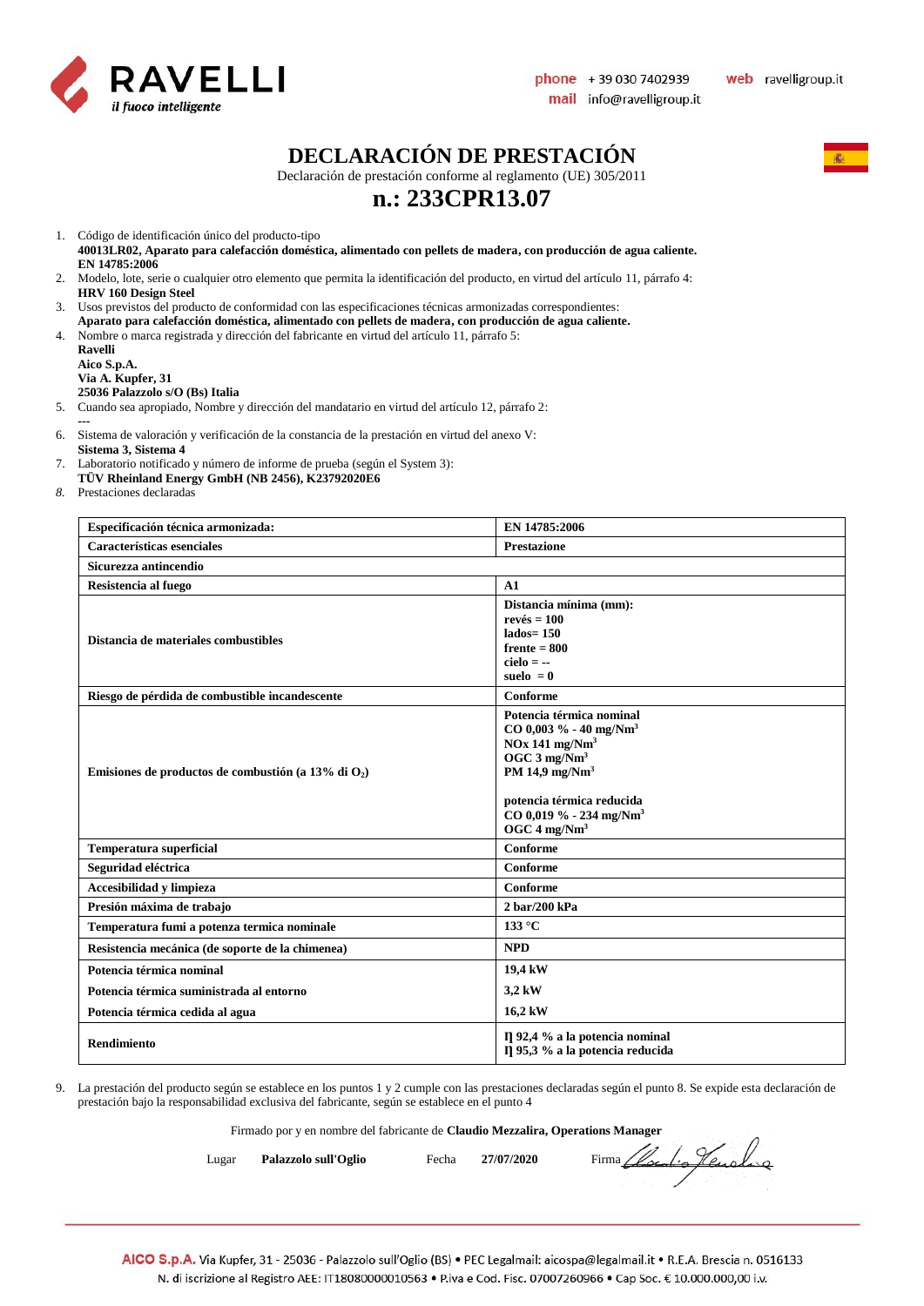# DECLARACIÓN DE PRESTACIÓN

Declaración de prestación conforme al reglamento (UE) 305/2011

## n.: 233CPR13.07

1. Código de identificación único del producto-tipo
   **40013LR02, Aparato para calefacción doméstica, alimentado con pellets de madera, con producción de agua caliente.**
   **EN 14785:2006**
2. Modelo, lote, serie o cualquier otro elemento que permita la identificación del producto, en virtud del artículo 11, párrafo 4:
   **HRV 160 Design Steel**
3. Usos previstos del producto de conformidad con las especificaciones técnicas armonizadas correspondientes:
   **Aparato para calefacción doméstica, alimentado con pellets de madera, con producción de agua caliente.**
4. Nombre o marca registrada y dirección del fabricante en virtud del artículo 11, párrafo 5:
   **Ravelli**
   **Aico S.p.A.**
   **Via A. Kupfer, 31**
   **25036 Palazzolo s/O (Bs) Italia**
5. Cuando sea apropiado, Nombre y dirección del mandatario en virtud del artículo 12, párrafo 2:
   ---
6. Sistema de valoración y verificación de la constancia de la prestación en virtud del anexo V:
   **Sistema 3, Sistema 4**
7. Laboratorio notificado y número de informe de prueba (según el System 3):
   **TÜV Rheinland Energy GmbH (NB 2456), K23792020E6**
8. Prestaciones declaradas

| Especificación técnica armonizada: | EN 14785:2006 |
|---|---|
| **Características esenciales** | **Prestazione** |
| **Sicurezza antincendio** | |
| **Resistencia al fuego** | **A1** |
| **Distancia de materiales combustibles** | **Distancia mínima (mm):**<br>**revés = 100**<br>**lados= 150**<br>**frente = 800**<br>**cielo = --**<br>**suelo = 0** |
| **Riesgo de pérdida de combustible incandescente** | **Conforme** |
| **Emisiones de productos de combustión (a 13% di $O_2$)** | **Potencia térmica nominal**<br>**CO 0,003 % - 40 mg/Nm³**<br>**NOx 141 mg/Nm³**<br>**OGC 3 mg/Nm³**<br>**PM 14,9 mg/Nm³**<br><br>**potencia térmica reducida**<br>**CO 0,019 % - 234 mg/Nm³**<br>**OGC 4 mg/Nm³** |
| **Temperatura superficial** | **Conforme** |
| **Seguridad eléctrica** | **Conforme** |
| **Accesibilidad y limpieza** | **Conforme** |
| **Presión máxima de trabajo** | **2 bar/200 kPa** |
| **Temperatura fumi a potenza termica nominale** | **133 °C** |
| **Resistencia mecánica (de soporte de la chimenea)** | **NPD** |
| **Potencia térmica nominal** | **19,4 kW** |
| **Potencia térmica suministrada al entorno** | **3,2 kW** |
| **Potencia térmica cedida al agua** | **16,2 kW** |
| **Rendimiento** | **η 92,4 % a la potencia nominal**<br>**η 95,3 % a la potencia reducida** |

9. La prestación del producto según se establece en los puntos 1 y 2 cumple con las prestaciones declaradas según el punto 8. Se expide esta declaración de prestación bajo la responsabilidad exclusiva del fabricante, según se establece en el punto 4

Firmado por y en nombre del fabricante de **Claudio Mezzalira, Operations Manager**

Lugar **Palazzolo sull'Oglio** Fecha **27/07/2020** Firma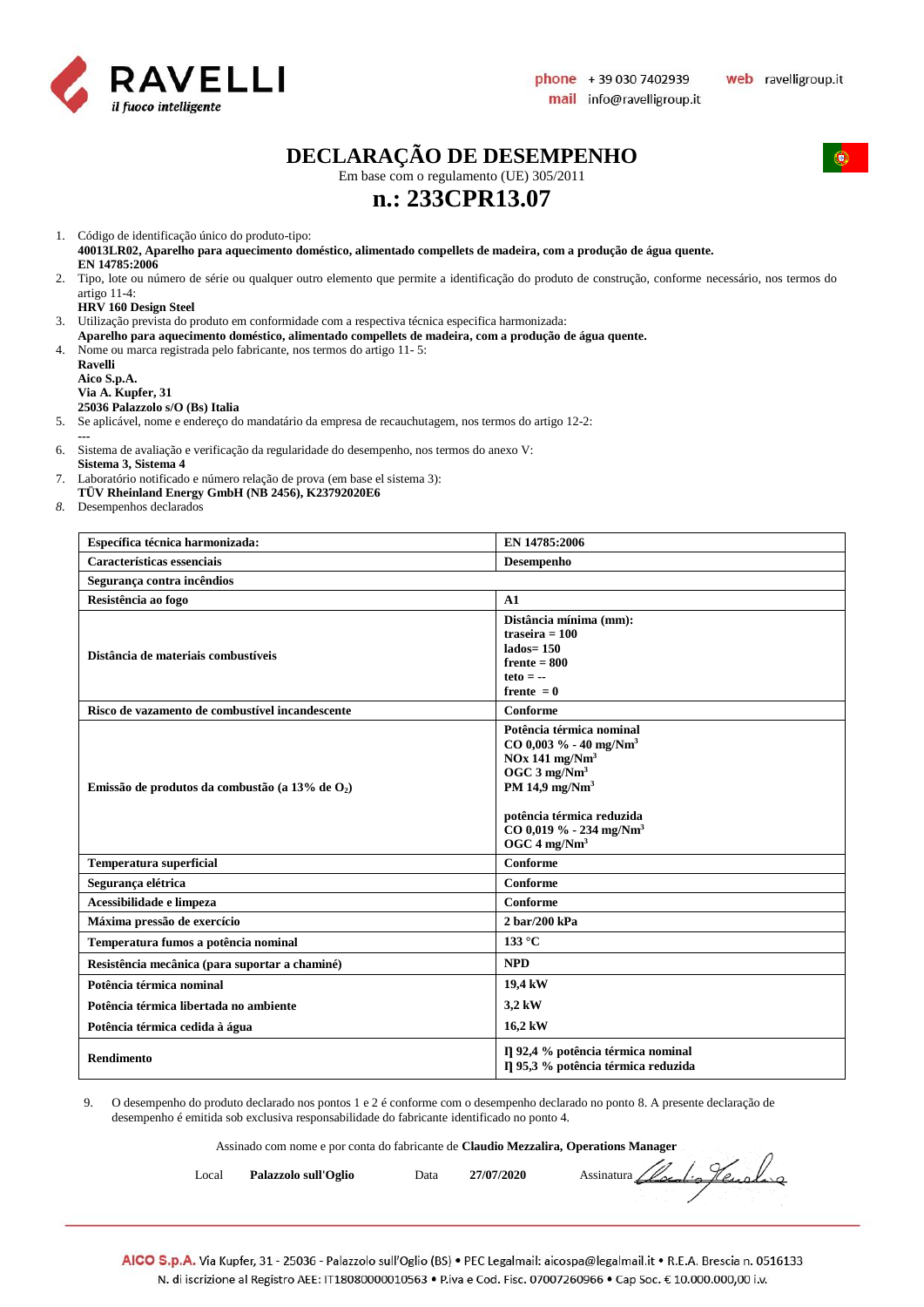RAVELLI
*il fuoco intelligente*

phone + 39 030 7402939 web ravelligroup.it
mail info@ravelligroup.it

# DECLARAÇÃO DE DESEMPENHO

Em base com o regulamento (UE) 305/2011

## n.: 233CPR13.07

1. Código de identificação único do produto-tipo:
   **40013LR02, Aparelho para aquecimento doméstico, alimentado compellets de madeira, com a produção de água quente.**
   **EN 14785:2006**
2. Tipo, lote ou número de série ou qualquer outro elemento que permite a identificação do produto de construção, conforme necessário, nos termos do artigo 11-4:
   **HRV 160 Design Steel**
3. Utilização prevista do produto em conformidade com a respectiva técnica especifica harmonizada:
   **Aparelho para aquecimento doméstico, alimentado compellets de madeira, com a produção de água quente.**
4. Nome ou marca registrada pelo fabricante, nos termos do artigo 11- 5:
   **Ravelli**
   **Aico S.p.A.**
   **Via A. Kupfer, 31**
   **25036 Palazzolo s/O (Bs) Italia**
5. Se aplicável, nome e endereço do mandatário da empresa de recauchutagem, nos termos do artigo 12-2:
   ---
6. Sistema de avaliação e verificação da regularidade do desempenho, nos termos do anexo V:
   **Sistema 3, Sistema 4**
7. Laboratório notificado e número relação de prova (em base il sistema 3):
   **TÜV Rheinland Energy GmbH (NB 2456), K23792020E6**
8. Desempenhos declarados

| Especifica técnica harmonizada: | EN 14785:2006 |
|---|---|
| **Características essenciais** | **Desempenho** |
| **Segurança contra incêndios** | |
| Resistência ao fogo | A1 |
| Distância de materiais combustíveis | Distância mínima (mm):<br>traseira = 100<br>lados= 150<br>frente = 800<br>teto = --<br>frente = 0 |
| Risco de vazamento de combustível incandescente | Conforme |
| Emissão de produtos da combustão (a 13% de $O_2$) | Potência térmica nominal<br>CO 0,003 % - 40 mg/Nm$^3$<br>NOx 141 mg/Nm$^3$<br>OGC 3 mg/Nm$^3$<br>PM 14,9 mg/Nm$^3$<br><br>potência térmica reduzida<br>CO 0,019 % - 234 mg/Nm$^3$<br>OGC 4 mg/Nm$^3$ |
| Temperatura superficial | Conforme |
| Segurança elétrica | Conforme |
| Acessibilidade e limpeza | Conforme |
| Máxima pressão de exercício | 2 bar/200 kPa |
| Temperatura fumos a potência nominal | 133 °C |
| Resistência mecânica (para suportar a chaminé) | NPD |
| Potência térmica nominal<br>Potência térmica libertada no ambiente<br>Potência térmica cedida à água | 19,4 kW<br>3,2 kW<br>16,2 kW |
| Rendimento | η 92,4 % potência térmica nominal<br>η 95,3 % potência térmica reduzida |

9. O desempenho do produto declarado nos pontos 1 e 2 é conforme com o desempenho declarado no ponto 8. A presente declaração de desempenho é emitida sob exclusiva responsabilidade do fabricante identificado no ponto 4.

Assinado com nome e por conta do fabricante de **Claudio Mezzalira, Operations Manager**

Local **Palazzolo sull'Oglio** Data **27/07/2020** Assinatura

**AICO S.p.A.** Via Kupfer, 31 - 25036 - Palazzolo sull'Oglio (BS) • PEC Legalmail: aicospa@legalmail.it • R.E.A. Brescia n. 0516133
N. di iscrizione al Registro AEE: IT18080000010563 • P.iva e Cod. Fisc. 07007260966 • Cap Soc. € 10.000.000,00 i.v.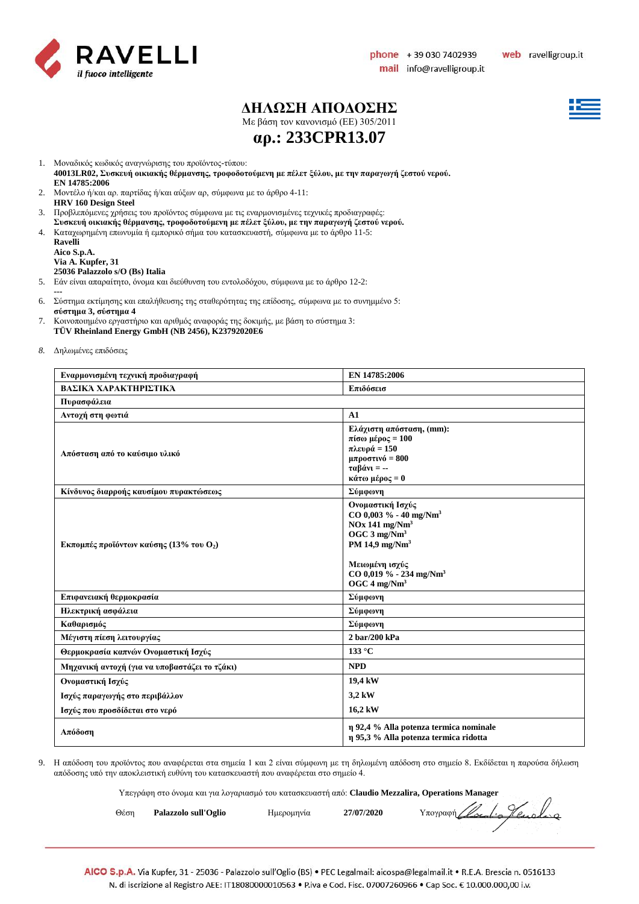# ΔΗΛΩΣΗ ΑΠΟΔΟΣΗΣ

Με βάση τον κανονισμό (ΕΕ) 305/2011

## αρ.: 233CPR13.07

1. Μοναδικός κωδικός αναγνώρισης του προϊόντος-τύπου:
   **40013LR02, Συσκευή οικιακής θέρμανσης, τροφοδοτούμενη με πέλετ ξύλου, με την παραγωγή ζεστού νερού.**
   **EN 14785:2006**
2. Μοντέλο ή/και αρ. παρτίδας ή/και αύξων αρ, σύμφωνα με το άρθρο 4-11:
   **HRV 160 Design Steel**
3. Προβλεπόμενες χρήσεις του προϊόντος σύμφωνα με τις εναρμονισμένες τεχνικές προδιαγραφές:
   **Συσκευή οικιακής θέρμανσης, τροφοδοτούμενη με πέλετ ξύλου, με την παραγωγή ζεστού νερού.**
4. Καταχωρημένη επωνυμία ή εμπορικό σήμα του κατασκευαστή, σύμφωνα με το άρθρο 11-5:
   **Ravelli**
   **Aico S.p.A.**
   **Via A. Kupfer, 31**
   **25036 Palazzolo s/O (Bs) Italia**
5. Εάν είναι απαραίτητο, όνομα και διεύθυνση του εντολοδόχου, σύμφωνα με το άρθρο 12-2:
   ---
6. Σύστημα εκτίμησης και επαλήθευσης της σταθερότητας της επίδοσης, σύμφωνα με το συνημμένο 5:
   **σύστημα 3, σύστημα 4**
7. Κοινοποιημένο εργαστήριο και αριθμός αναφοράς της δοκιμής, με βάση το σύστημα 3:
   **TÜV Rheinland Energy GmbH (NB 2456), K23792020E6**
8. Δηλωμένες επιδόσεις

| Εναρμονισμένη τεχνική προδιαγραφή | EN 14785:2006 |
|---|---|
| **ΒΑΣΙΚΆ ΧΑΡΑΚΤΗΡΙΣΤΙΚΆ** | **Επιδόσεισ** |
| **Πυρασφάλεια** | |
| **Αντοχή στη φωτιά** | **A1** |
| **Απόσταση από το καύσιμο υλικό** | **Ελάχιστη απόσταση, (mm):**<br>**πίσω μέρος = 100**<br>**πλευρά = 150**<br>**μπροστινό = 800**<br>**ταβάνι = --**<br>**κάτω μέρος = 0** |
| **Κίνδυνος διαρροής καυσίμου πυρακτώσεως** | **Σύμφωνη** |
| **Εκπομπές προϊόντων καύσης (13% του $O_2$)** | **Ονομαστική Ισχύς**<br>**CO 0,003 % - 40 mg/Nm$^3$**<br>**NOx 141 mg/Nm$^3$**<br>**OGC 3 mg/Nm$^3$**<br>**PM 14,9 mg/Nm$^3$**<br><br>**Μειωμένη ισχύς**<br>**CO 0,019 % - 234 mg/Nm$^3$**<br>**OGC 4 mg/Nm$^3$** |
| **Επιφανειακή θερμοκρασία** | **Σύμφωνη** |
| **Ηλεκτρική ασφάλεια** | **Σύμφωνη** |
| **Καθαρισμός** | **Σύμφωνη** |
| **Μέγιστη πίεση λειτουργίας** | **2 bar/200 kPa** |
| **Θερμοκρασία καπνών Ονομαστική Ισχύς** | **133 °C** |
| **Μηχανική αντοχή (για να υποβαστάζει το τζάκι)** | **NPD** |
| **Ονομαστική Ισχύς** | **19,4 kW** |
| **Ισχύς παραγωγής στο περιβάλλον** | **3,2 kW** |
| **Ισχύς που προσδίδεται στο νερό** | **16,2 kW** |
| **Απόδοση** | **η 92,4 % Alla potenza termica nominale**<br>**η 95,3 % Alla potenza termica ridotta** |

9. Η απόδοση του προϊόντος που αναφέρεται στα σημεία 1 και 2 είναι σύμφωνη με τη δηλωμένη απόδοση στο σημείο 8. Εκδίδεται η παρούσα δήλωση απόδοσης υπό την αποκλειστική ευθύνη του κατασκευαστή που αναφέρεται στο σημείο 4.

Υπεγράφη στο όνομα και για λογαριασμό του κατασκευαστή από: **Claudio Mezzalira, Operations Manager**

Θέση **Palazzolo sull'Oglio** Ημερομηνία **27/07/2020** Υπογραφή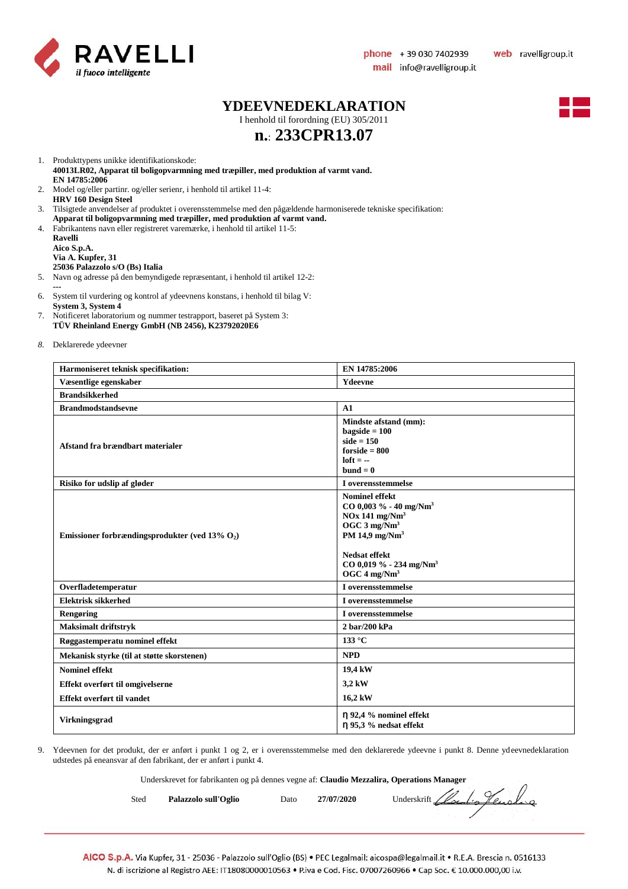RAVELLI
*il fuoco intelligente*

phone + 39 030 7402939 web ravelligroup.it
mail info@ravelligroup.it

# YDEEVNEDEKLARATION

I henhold til forordning (EU) 305/2011

## n.: 233CPR13.07

1. Produkttypens unikke identifikationskode:
   **40013LR02, Apparat til boligopvarmning med træpiller, med produktion af varmt vand.**
   **EN 14785:2006**
2. Model og/eller partinr. og/eller serienr, i henhold til artikel 11-4:
   **HRV 160 Design Steel**
3. Tilsigtede anvendelser af produktet i overensstemmelse med den pågældende harmoniserede tekniske specifikation:
   **Apparat til boligopvarmning med træpiller, med produktion af varmt vand.**
4. Fabrikantens navn eller registreret varemærke, i henhold til artikel 11-5:
   **Ravelli**
   **Aico S.p.A.**
   **Via A. Kupfer, 31**
   **25036 Palazzolo s/O (Bs) Italia**
5. Navn og adresse på den bemyndigede repræsentant, i henhold til artikel 12-2:
   ---
6. System til vurdering og kontrol af ydeevnens konstans, i henhold til bilag V:
   **System 3, System 4**
7. Notificeret laboratorium og nummer testrapport, baseret på System 3:
   **TÜV Rheinland Energy GmbH (NB 2456), K23792020E6**
8. Deklarerede ydeevner

| **Harmoniseret teknisk specifikation:** | **EN 14785:2006** |
|---|---|
| **Væsentlige egenskaber** | **Ydeevne** |
| **Brandsikkerhed** | |
| **Brandmodstandsevne** | **A1** |
| **Afstand fra brændbart materialer** | **Mindste afstand (mm):**<br>**bagside = 100**<br>**side = 150**<br>**forside = 800**<br>**loft = --**<br>**bund = 0** |
| **Risiko for udslip af gløder** | **I overensstemmelse** |
| **Emissioner forbrændingsprodukter (ved 13% $O_2$)** | **Nominel effekt**<br>**CO 0,003 % - 40 mg/Nm³**<br>**NOx 141 mg/Nm³**<br>**OGC 3 mg/Nm³**<br>**PM 14,9 mg/Nm³**<br><br>**Nedsat effekt**<br>**CO 0,019 % - 234 mg/Nm³**<br>**OGC 4 mg/Nm³** |
| **Overfladetemperatur** | **I overensstemmelse** |
| **Elektrisk sikkerhed** | **I overensstemmelse** |
| **Rengøring** | **I overensstemmelse** |
| **Maksimalt driftstryk** | **2 bar/200 kPa** |
| **Røggastemperatu nominel effekt** | **133 °C** |
| **Mekanisk styrke (til at støtte skorstenen)** | **NPD** |
| **Nominel effekt** | **19,4 kW** |
| **Effekt overført til omgivelserne** | **3,2 kW** |
| **Effekt overført til vandet** | **16,2 kW** |
| **Virkningsgrad** | **η 92,4 % nominel effekt**<br>**η 95,3 % nedsat effekt** |

9. Ydeevnen for det produkt, der er anført i punkt 1 og 2, er i overensstemmelse med den deklarerede ydeevne i punkt 8. Denne ydeevnedeklaration udstedes på eneansvar af den fabrikant, der er anført i punkt 4.

Underskrevet for fabrikanten og på dennes vegne af: **Claudio Mezzalira, Operations Manager**

Sted **Palazzolo sull'Oglio** Dato **27/07/2020** Underskrift

AICO S.p.A. Via Kupfer, 31 - 25036 - Palazzolo sull'Oglio (BS) • PEC Legalmail: aicospa@legalmail.it • R.E.A. Brescia n. 0516133
N. di iscrizione al Registro AEE: IT18080000010563 • P.iva e Cod. Fisc. 07007260966 • Cap Soc. € 10.000.000,00 i.v.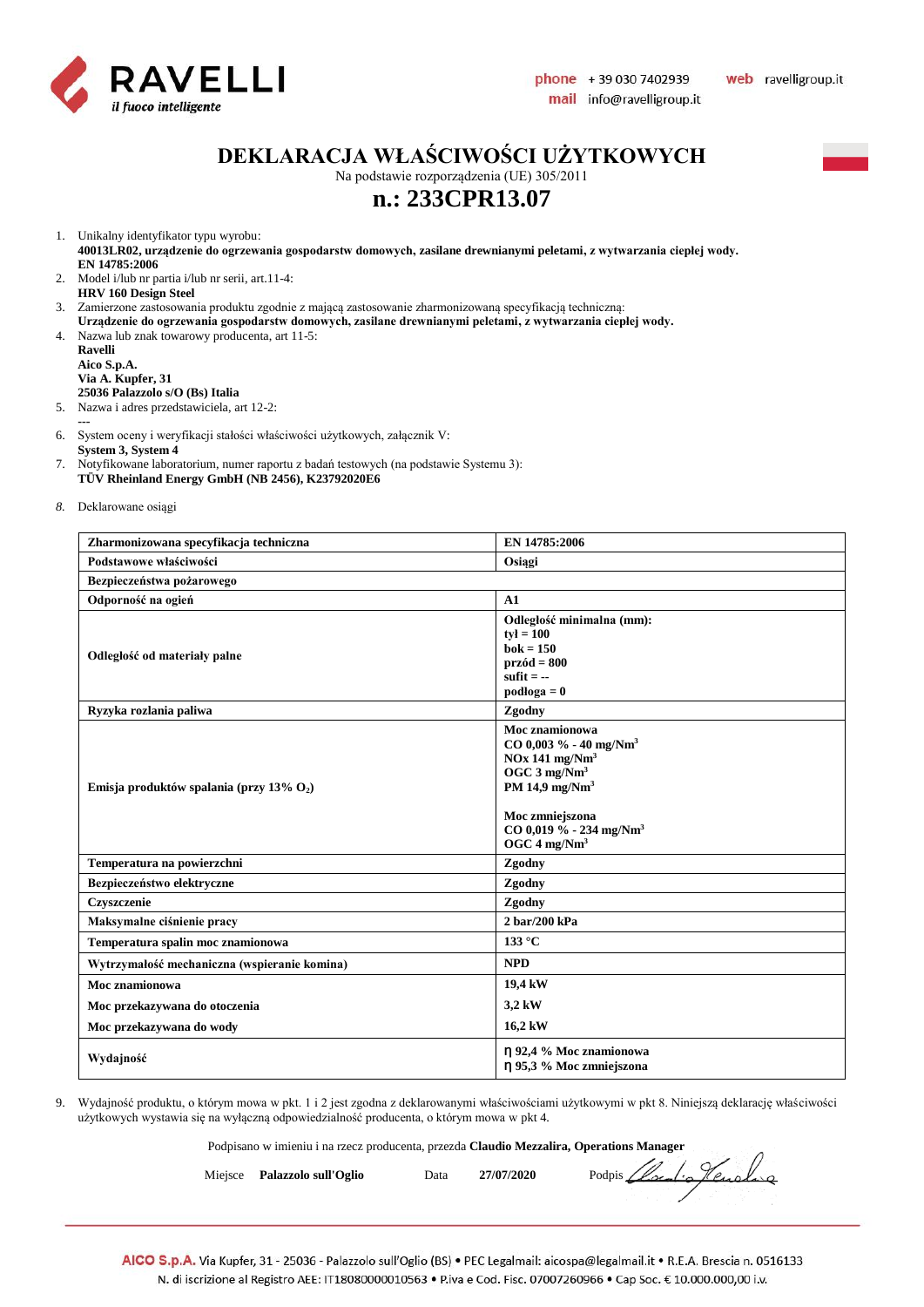RAVELLI
*il fuoco intelligente*

phone + 39 030 7402939 web ravelligroup.it
mail info@ravelligroup.it

# DEKLARACJA WŁAŚCIWOŚCI UŻYTKOWYCH

Na podstawie rozporządzenia (UE) 305/2011

## n.: 233CPR13.07

1. Unikalny identyfikator typu wyrobu:
   **40013LR02, urządzenie do ogrzewania gospodarstw domowych, zasilane drewnianymi peletami, z wytwarzania cieplej wody.**
   **EN 14785:2006**
2. Model i/lub nr partia i/lub nr serii, art.11-4:
   **HRV 160 Design Steel**
3. Zamierzone zastosowania produktu zgodnie z mającą zastosowanie zharmonizowaną specyfikacją techniczną:
   **Urządzenie do ogrzewania gospodarstw domowych, zasilane drewnianymi peletami, z wytwarzania cieplej wody.**
4. Nazwa lub znak towarowy producenta, art 11-5:
   **Ravelli**
   **Aico S.p.A.**
   **Via A. Kupfer, 31**
   **25036 Palazzolo s/O (Bs) Italia**
5. Nazwa i adres przedstawiciela, art 12-2:
   ---
6. System oceny i weryfikacji stałości właściwości użytkowych, załącznik V:
   **System 3, System 4**
7. Notyfikowane laboratorium, numer raportu z badań testowych (na podstawie Systemu 3):
   **TÜV Rheinland Energy GmbH (NB 2456), K23792020E6**
8. Deklarowane osiągi

| **Zharmonizowana specyfikacja techniczna** | **EN 14785:2006** |
|---|---|
| **Podstawowe właściwości** | **Osiągi** |
| **Bezpieczeństwa pożarowego** | |
| **Odporność na ogień** | **A1** |
| **Odległość od materiały palne** | **Odległość minimalna (mm):**<br>**tył = 100**<br>**bok = 150**<br>**przód = 800**<br>**sufit = --**<br>**podłoga = 0** |
| **Ryzyka rozlania paliwa** | **Zgodny** |
| **Emisja produktów spalania (przy 13% $O_2$)** | **Moc znamionowa**<br>**CO 0,003 % - 40 mg/Nm$^3$**<br>**NOx 141 mg/Nm$^3$**<br>**OGC 3 mg/Nm$^3$**<br>**PM 14,9 mg/Nm$^3$**<br><br>**Moc zmniejszona**<br>**CO 0,019 % - 234 mg/Nm$^3$**<br>**OGC 4 mg/Nm$^3$** |
| **Temperatura na powierzchni** | **Zgodny** |
| **Bezpieczeństwo elektryczne** | **Zgodny** |
| **Czyszczenie** | **Zgodny** |
| **Maksymalne ciśnienie pracy** | **2 bar/200 kPa** |
| **Temperatura spalin moc znamionowa** | **133 °C** |
| **Wytrzymałość mechaniczna (wspieranie komina)** | **NPD** |
| **Moc znamionowa**<br>**Moc przekazywana do otoczenia**<br>**Moc przekazywana do wody** | **19,4 kW**<br>**3,2 kW**<br>**16,2 kW** |
| **Wydajność** | **η 92,4 % Moc znamionowa**<br>**η 95,3 % Moc zmniejszona** |

9. Wydajność produktu, o którym mowa w pkt. 1 i 2 jest zgodna z deklarowanymi właściwościami użytkowymi w pkt 8. Niniejszą deklarację właściwości użytkowych wystawia się na wyłączną odpowiedzialność producenta, o którym mowa w pkt 4.

Podpisano w imieniu i na rzecz producenta, przezda **Claudio Mezzalira, Operations Manager**

Miejsce **Palazzolo sull'Oglio** Data **27/07/2020** Podpis

AICO S.p.A. Via Kupfer, 31 - 25036 - Palazzolo sull'Oglio (BS) • PEC Legalmail: aicospa@legalmail.it • R.E.A. Brescia n. 0516133
N. di iscrizione al Registro AEE: IT18080000010563 • P.iva e Cod. Fisc. 07007260966 • Cap Soc. € 10.000.000,00 i.v.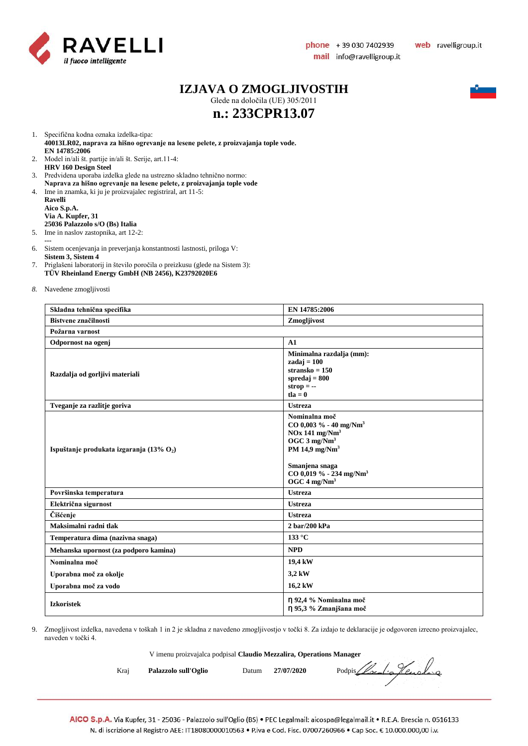# IZJAVA O ZMOGLJIVOSTIH

Glede na določila (UE) 305/2011

## n.: 233CPR13.07

1. Specifična kodna oznaka izdelka-tipa:
   **40013LR02, naprava za hišno ogrevanje na lesene pelete, z proizvajanja tople vode.**
   **EN 14785:2006**
2. Model in/ali št. partije in/ali št. Serije, art.11-4:
   **HRV 160 Design Steel**
3. Predvidena uporaba izdelka glede na ustrezno skladno tehnično normo:
   **Naprava za hišno ogrevanje na lesene pelete, z proizvajanja tople vode**
4. Ime in znamka, ki ju je proizvajalec registriral, art 11-5:
   **Ravelli**
   **Aico S.p.A.**
   **Via A. Kupfer, 31**
   **25036 Palazzolo s/O (Bs) Italia**
5. Ime in naslov zastopnika, art 12-2:
   ---
6. Sistem ocenjevanja in preverjanja konstantnosti lastnosti, priloga V:
   **Sistem 3, Sistem 4**
7. Priglašeni laboratorij in število poročila o preizkusu (glede na Sistem 3):
   **TÜV Rheinland Energy GmbH (NB 2456), K23792020E6**

*8.* Navedene zmogljivosti

| | |
|---|---|
| **Skladna tehnična specifika** | **EN 14785:2006** |
| **Bistvene značilnosti** | **Zmogljivost** |
| **Požarna varnost** | |
| **Odpornost na ogenj** | **A1** |
| **Razdalja od gorljivi materiali** | **Minimalna razdalja (mm):**<br>**zadaj = 100**<br>**stransko = 150**<br>**spredaj = 800**<br>**strop = --**<br>**tla = 0** |
| **Tveganje za razlitje goriva** | **Ustreza** |
| **Ispuštanje produkata izgaranja (13% $O_2$)** | **Nominalna moč**<br>**CO 0,003 % - 40 mg/$Nm^3$**<br>**NOx 141 mg/$Nm^3$**<br>**OGC 3 mg/$Nm^3$**<br>**PM 14,9 mg/$Nm^3$**<br><br>**Smanjena snaga**<br>**CO 0,019 % - 234 mg/$Nm^3$**<br>**OGC 4 mg/$Nm^3$** |
| **Površinska temperatura** | **Ustreza** |
| **Električna sigurnost** | **Ustreza** |
| **Čišćenje** | **Ustreza** |
| **Maksimalni radni tlak** | **2 bar/200 kPa** |
| **Temperatura dima (nazivna snaga)** | **133 °C** |
| **Mehanska upornost (za podporo kamina)** | **NPD** |
| **Nominalna moč**<br>**Uporabna moč za okolje**<br>**Uporabna moč za vodo** | **19,4 kW**<br>**3,2 kW**<br>**16,2 kW** |
| **Izkoristek** | **η 92,4 % Nominalna moč**<br>**η 95,3 % Zmanjšana moč** |

9. Zmogljivost izdelka, navedena v toškah 1 in 2 je skladna z navedeno zmogljivostjo v točki 8. Za izdajo te deklaracije je odgovoren izrecno proizvajalec, naveden v točki 4.

V imenu proizvajalca podpisal **Claudio Mezzalira, Operations Manager**

Kraj **Palazzolo sull'Oglio** Datum **27/07/2020** Podpis